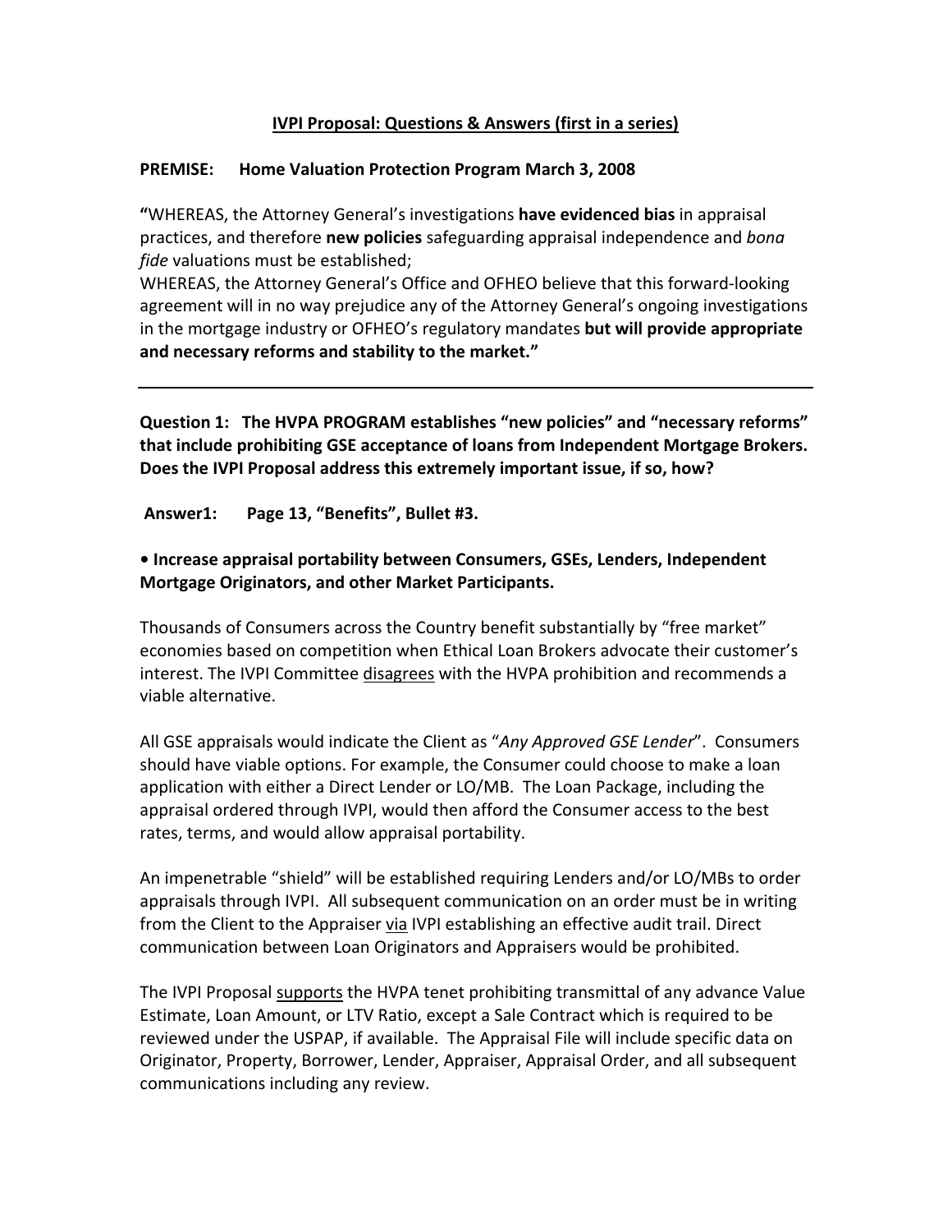# <u>IVPI Proposal: Questions & Answers (first in a series)</u>

**PREMISE: Home Valuation Protection Program March 3, 2008**

**"**WHEREAS, the Attorney General's investigations **have evidenced bias** in appraisal practices, and therefore **new policies** safeguarding appraisal independence and *bona fide* valuations must be established;
WHEREAS, the Attorney General's Office and OFHEO believe that this forward-looking agreement will in no way prejudice any of the Attorney General's ongoing investigations in the mortgage industry or OFHEO's regulatory mandates **but will provide appropriate and necessary reforms and stability to the market."**

---

**Question 1: The HVPA PROGRAM establishes "new policies" and "necessary reforms" that include prohibiting GSE acceptance of loans from Independent Mortgage Brokers. Does the IVPI Proposal address this extremely important issue, if so, how?**

**Answer1: Page 13, "Benefits", Bullet #3.**

- **Increase appraisal portability between Consumers, GSEs, Lenders, Independent Mortgage Originators, and other Market Participants.**

Thousands of Consumers across the Country benefit substantially by "free market" economies based on competition when Ethical Loan Brokers advocate their customer's interest. The IVPI Committee <u>disagrees</u> with the HVPA prohibition and recommends a viable alternative.

All GSE appraisals would indicate the Client as "*Any Approved GSE Lender*". Consumers should have viable options. For example, the Consumer could choose to make a loan application with either a Direct Lender or LO/MB. The Loan Package, including the appraisal ordered through IVPI, would then afford the Consumer access to the best rates, terms, and would allow appraisal portability.

An impenetrable "shield" will be established requiring Lenders and/or LO/MBs to order appraisals through IVPI. All subsequent communication on an order must be in writing from the Client to the Appraiser <u>via</u> IVPI establishing an effective audit trail. Direct communication between Loan Originators and Appraisers would be prohibited.

The IVPI Proposal <u>supports</u> the HVPA tenet prohibiting transmittal of any advance Value Estimate, Loan Amount, or LTV Ratio, except a Sale Contract which is required to be reviewed under the USPAP, if available. The Appraisal File will include specific data on Originator, Property, Borrower, Lender, Appraiser, Appraisal Order, and all subsequent communications including any review.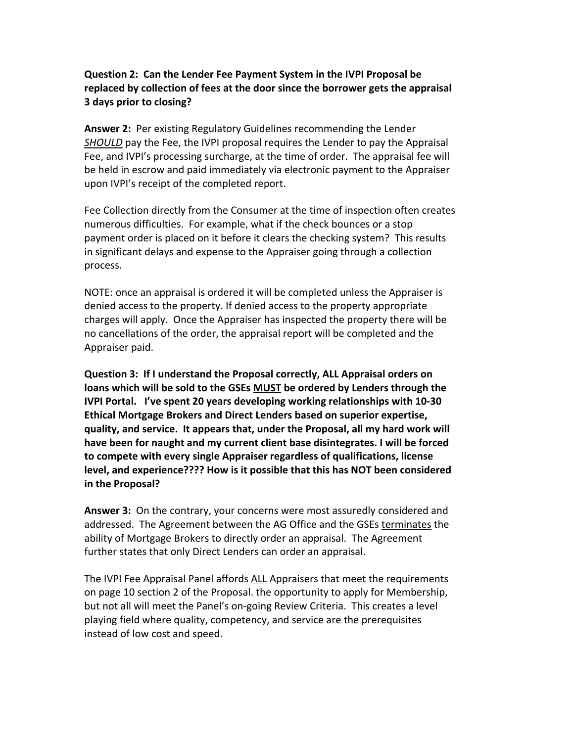**Question 2: Can the Lender Fee Payment System in the IVPI Proposal be replaced by collection of fees at the door since the borrower gets the appraisal 3 days prior to closing?**

**Answer 2:** Per existing Regulatory Guidelines recommending the Lender ***SHOULD*** pay the Fee, the IVPI proposal requires the Lender to pay the Appraisal Fee, and IVPI's processing surcharge, at the time of order. The appraisal fee will be held in escrow and paid immediately via electronic payment to the Appraiser upon IVPI's receipt of the completed report.

Fee Collection directly from the Consumer at the time of inspection often creates numerous difficulties. For example, what if the check bounces or a stop payment order is placed on it before it clears the checking system? This results in significant delays and expense to the Appraiser going through a collection process.

NOTE: once an appraisal is ordered it will be completed unless the Appraiser is denied access to the property. If denied access to the property appropriate charges will apply. Once the Appraiser has inspected the property there will be no cancellations of the order, the appraisal report will be completed and the Appraiser paid.

**Question 3: If I understand the Proposal correctly, ALL Appraisal orders on loans which will be sold to the GSEs <u>MUST</u> be ordered by Lenders through the IVPI Portal. I've spent 20 years developing working relationships with 10-30 Ethical Mortgage Brokers and Direct Lenders based on superior expertise, quality, and service. It appears that, under the Proposal, all my hard work will have been for naught and my current client base disintegrates. I will be forced to compete with every single Appraiser regardless of qualifications, license level, and experience???? How is it possible that this has NOT been considered in the Proposal?**

**Answer 3:** On the contrary, your concerns were most assuredly considered and addressed. The Agreement between the AG Office and the GSEs <u>terminates</u> the ability of Mortgage Brokers to directly order an appraisal. The Agreement further states that only Direct Lenders can order an appraisal.

The IVPI Fee Appraisal Panel affords <u>ALL</u> Appraisers that meet the requirements on page 10 section 2 of the Proposal. the opportunity to apply for Membership, but not all will meet the Panel's on-going Review Criteria. This creates a level playing field where quality, competency, and service are the prerequisites instead of low cost and speed.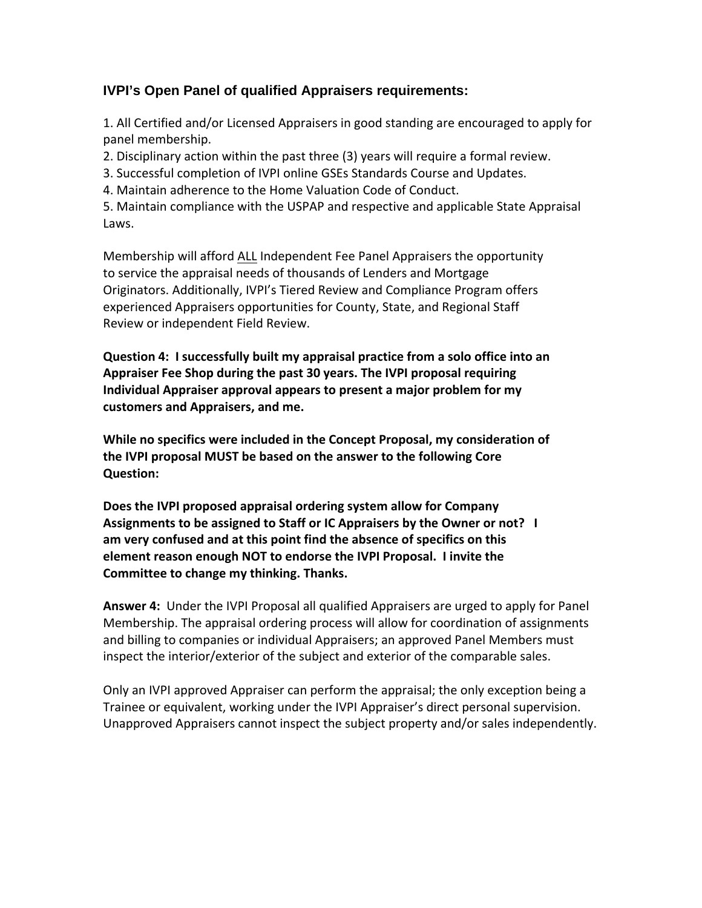### IVPI's Open Panel of qualified Appraisers requirements:

1. All Certified and/or Licensed Appraisers in good standing are encouraged to apply for panel membership.
2. Disciplinary action within the past three (3) years will require a formal review.
3. Successful completion of IVPI online GSEs Standards Course and Updates.
4. Maintain adherence to the Home Valuation Code of Conduct.
5. Maintain compliance with the USPAP and respective and applicable State Appraisal Laws.

Membership will afford <u>ALL</u> Independent Fee Panel Appraisers the opportunity to service the appraisal needs of thousands of Lenders and Mortgage Originators. Additionally, IVPI's Tiered Review and Compliance Program offers experienced Appraisers opportunities for County, State, and Regional Staff Review or independent Field Review.

**Question 4: I successfully built my appraisal practice from a solo office into an Appraiser Fee Shop during the past 30 years. The IVPI proposal requiring Individual Appraiser approval appears to present a major problem for my customers and Appraisers, and me.**

**While no specifics were included in the Concept Proposal, my consideration of the IVPI proposal MUST be based on the answer to the following Core Question:**

**Does the IVPI proposed appraisal ordering system allow for Company Assignments to be assigned to Staff or IC Appraisers by the Owner or not? I am very confused and at this point find the absence of specifics on this element reason enough NOT to endorse the IVPI Proposal. I invite the Committee to change my thinking. Thanks.**

**Answer 4:** Under the IVPI Proposal all qualified Appraisers are urged to apply for Panel Membership. The appraisal ordering process will allow for coordination of assignments and billing to companies or individual Appraisers; an approved Panel Members must inspect the interior/exterior of the subject and exterior of the comparable sales.

Only an IVPI approved Appraiser can perform the appraisal; the only exception being a Trainee or equivalent, working under the IVPI Appraiser's direct personal supervision. Unapproved Appraisers cannot inspect the subject property and/or sales independently.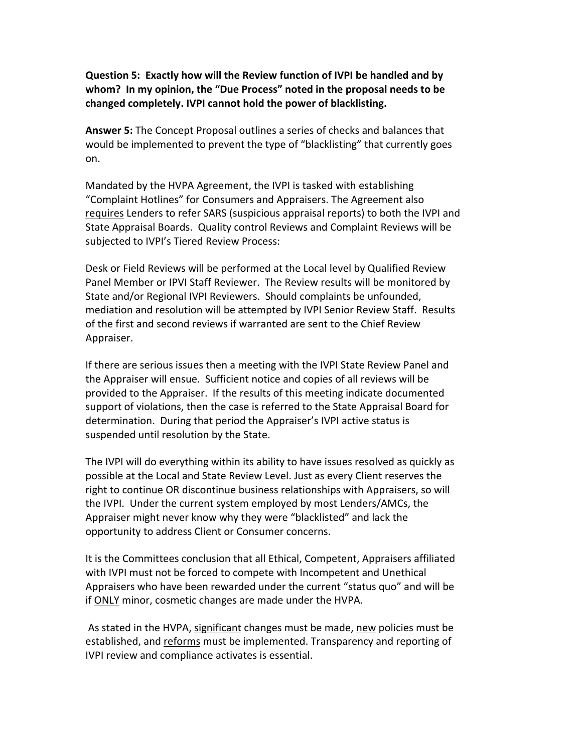**Question 5: Exactly how will the Review function of IVPI be handled and by whom? In my opinion, the "Due Process" noted in the proposal needs to be changed completely. IVPI cannot hold the power of blacklisting.**

**Answer 5:** The Concept Proposal outlines a series of checks and balances that would be implemented to prevent the type of "blacklisting" that currently goes on.

Mandated by the HVPA Agreement, the IVPI is tasked with establishing "Complaint Hotlines" for Consumers and Appraisers. The Agreement also requires Lenders to refer SARS (suspicious appraisal reports) to both the IVPI and State Appraisal Boards. Quality control Reviews and Complaint Reviews will be subjected to IVPI's Tiered Review Process:

Desk or Field Reviews will be performed at the Local level by Qualified Review Panel Member or IPVI Staff Reviewer. The Review results will be monitored by State and/or Regional IVPI Reviewers. Should complaints be unfounded, mediation and resolution will be attempted by IVPI Senior Review Staff. Results of the first and second reviews if warranted are sent to the Chief Review Appraiser.

If there are serious issues then a meeting with the IVPI State Review Panel and the Appraiser will ensue. Sufficient notice and copies of all reviews will be provided to the Appraiser. If the results of this meeting indicate documented support of violations, then the case is referred to the State Appraisal Board for determination. During that period the Appraiser's IVPI active status is suspended until resolution by the State.

The IVPI will do everything within its ability to have issues resolved as quickly as possible at the Local and State Review Level. Just as every Client reserves the right to continue OR discontinue business relationships with Appraisers, so will the IVPI. Under the current system employed by most Lenders/AMCs, the Appraiser might never know why they were "blacklisted" and lack the opportunity to address Client or Consumer concerns.

It is the Committees conclusion that all Ethical, Competent, Appraisers affiliated with IVPI must not be forced to compete with Incompetent and Unethical Appraisers who have been rewarded under the current "status quo" and will be if ONLY minor, cosmetic changes are made under the HVPA.

As stated in the HVPA, significant changes must be made, new policies must be established, and reforms must be implemented. Transparency and reporting of IVPI review and compliance activates is essential.